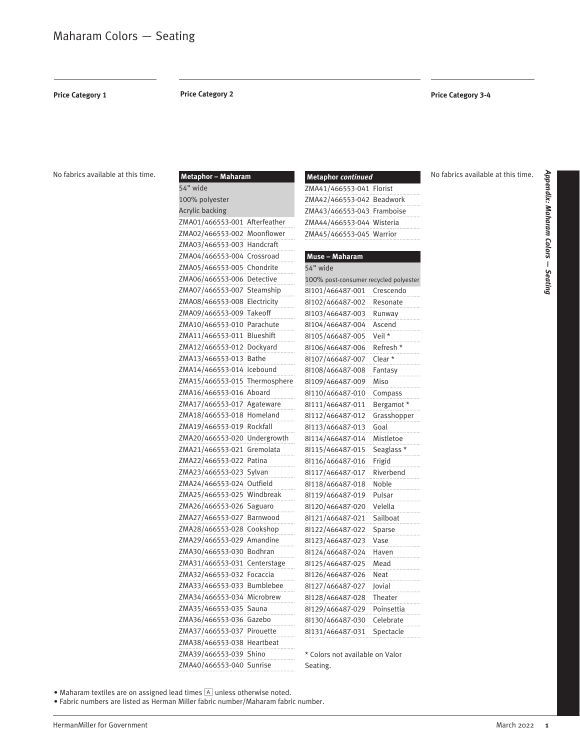# Maharam Colors — Seating

## Price Category 1

No fabrics available at this time.

## Price Category 2

### Metaphor – Maharam

54" wide
100% polyester
Acrylic backing

| Fabric Number | Color |
|---|---|
| ZMA01/466553-001 | Afterfeather |
| ZMA02/466553-002 | Moonflower |
| ZMA03/466553-003 | Handcraft |
| ZMA04/466553-004 | Crossroad |
| ZMA05/466553-005 | Chondrite |
| ZMA06/466553-006 | Detective |
| ZMA07/466553-007 | Steamship |
| ZMA08/466553-008 | Electricity |
| ZMA09/466553-009 | Takeoff |
| ZMA10/466553-010 | Parachute |
| ZMA11/466553-011 | Blueshift |
| ZMA12/466553-012 | Dockyard |
| ZMA13/466553-013 | Bathe |
| ZMA14/466553-014 | Icebound |
| ZMA15/466553-015 | Thermosphere |
| ZMA16/466553-016 | Aboard |
| ZMA17/466553-017 | Agateware |
| ZMA18/466553-018 | Homeland |
| ZMA19/466553-019 | Rockfall |
| ZMA20/466553-020 | Undergrowth |
| ZMA21/466553-021 | Gremolata |
| ZMA22/466553-022 | Patina |
| ZMA23/466553-023 | Sylvan |
| ZMA24/466553-024 | Outfield |
| ZMA25/466553-025 | Windbreak |
| ZMA26/466553-026 | Saguaro |
| ZMA27/466553-027 | Barnwood |
| ZMA28/466553-028 | Cookshop |
| ZMA29/466553-029 | Amandine |
| ZMA30/466553-030 | Bodhran |
| ZMA31/466553-031 | Centerstage |
| ZMA32/466553-032 | Focaccia |
| ZMA33/466553-033 | Bumblebee |
| ZMA34/466553-034 | Microbrew |
| ZMA35/466553-035 | Sauna |
| ZMA36/466553-036 | Gazebo |
| ZMA37/466553-037 | Pirouette |
| ZMA38/466553-038 | Heartbeat |
| ZMA39/466553-039 | Shino |
| ZMA40/466553-040 | Sunrise |
| ZMA41/466553-041 | Florist |
| ZMA42/466553-042 | Beadwork |
| ZMA43/466553-043 | Framboise |
| ZMA44/466553-044 | Wisteria |
| ZMA45/466553-045 | Warrior |

### Muse – Maharam

54" wide
100% post-consumer recycled polyester

| Fabric Number | Color |
|---|---|
| 8I101/466487-001 | Crescendo |
| 8I102/466487-002 | Resonate |
| 8I103/466487-003 | Runway |
| 8I104/466487-004 | Ascend |
| 8I105/466487-005 | Veil * |
| 8I106/466487-006 | Refresh * |
| 8I107/466487-007 | Clear * |
| 8I108/466487-008 | Fantasy |
| 8I109/466487-009 | Miso |
| 8I110/466487-010 | Compass |
| 8I111/466487-011 | Bergamot * |
| 8I112/466487-012 | Grasshopper |
| 8I113/466487-013 | Goal |
| 8I114/466487-014 | Mistletoe |
| 8I115/466487-015 | Seaglass * |
| 8I116/466487-016 | Frigid |
| 8I117/466487-017 | Riverbend |
| 8I118/466487-018 | Noble |
| 8I119/466487-019 | Pulsar |
| 8I120/466487-020 | Velella |
| 8I121/466487-021 | Sailboat |
| 8I122/466487-022 | Sparse |
| 8I123/466487-023 | Vase |
| 8I124/466487-024 | Haven |
| 8I125/466487-025 | Mead |
| 8I126/466487-026 | Neat |
| 8I127/466487-027 | Jovial |
| 8I128/466487-028 | Theater |
| 8I129/466487-029 | Poinsettia |
| 8I130/466487-030 | Celebrate |
| 8I131/466487-031 | Spectacle |

* Colors not available on Valor Seating.

## Price Category 3-4

No fabrics available at this time.

- Maharam textiles are on assigned lead times [A] unless otherwise noted.
- Fabric numbers are listed as Herman Miller fabric number/Maharam fabric number.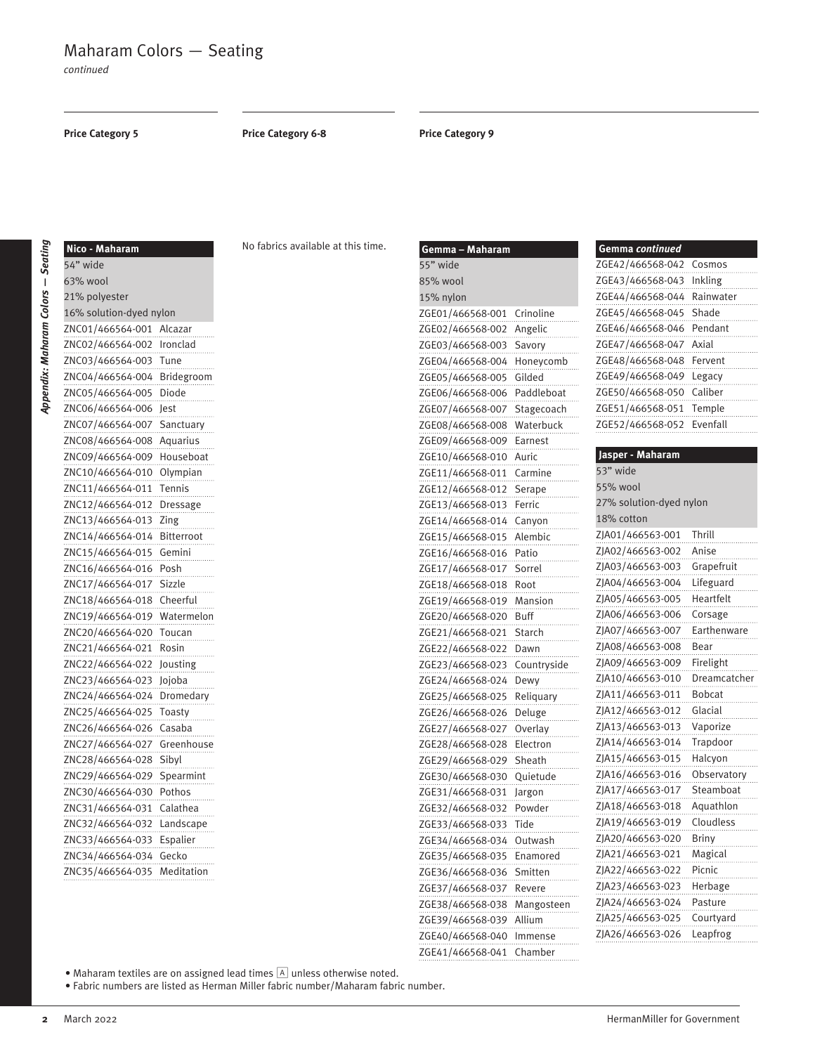# Maharam Colors — Seating

*continued*

## Price Category 5

| Nico - Maharam | |
|---|---|
| 54" wide | |
| 63% wool | |
| 21% polyester | |
| 16% solution-dyed nylon | |
| ZNC01/466564-001 | Alcazar |
| ZNC02/466564-002 | Ironclad |
| ZNC03/466564-003 | Tune |
| ZNC04/466564-004 | Bridegroom |
| ZNC05/466564-005 | Diode |
| ZNC06/466564-006 | Jest |
| ZNC07/466564-007 | Sanctuary |
| ZNC08/466564-008 | Aquarius |
| ZNC09/466564-009 | Houseboat |
| ZNC10/466564-010 | Olympian |
| ZNC11/466564-011 | Tennis |
| ZNC12/466564-012 | Dressage |
| ZNC13/466564-013 | Zing |
| ZNC14/466564-014 | Bitterroot |
| ZNC15/466564-015 | Gemini |
| ZNC16/466564-016 | Posh |
| ZNC17/466564-017 | Sizzle |
| ZNC18/466564-018 | Cheerful |
| ZNC19/466564-019 | Watermelon |
| ZNC20/466564-020 | Toucan |
| ZNC21/466564-021 | Rosin |
| ZNC22/466564-022 | Jousting |
| ZNC23/466564-023 | Jojoba |
| ZNC24/466564-024 | Dromedary |
| ZNC25/466564-025 | Toasty |
| ZNC26/466564-026 | Casaba |
| ZNC27/466564-027 | Greenhouse |
| ZNC28/466564-028 | Sibyl |
| ZNC29/466564-029 | Spearmint |
| ZNC30/466564-030 | Pothos |
| ZNC31/466564-031 | Calathea |
| ZNC32/466564-032 | Landscape |
| ZNC33/466564-033 | Espalier |
| ZNC34/466564-034 | Gecko |
| ZNC35/466564-035 | Meditation |

## Price Category 6-8

No fabrics available at this time.

## Price Category 9

| Gemma – Maharam | |
|---|---|
| 55" wide | |
| 85% wool | |
| 15% nylon | |
| ZGE01/466568-001 | Crinoline |
| ZGE02/466568-002 | Angelic |
| ZGE03/466568-003 | Savory |
| ZGE04/466568-004 | Honeycomb |
| ZGE05/466568-005 | Gilded |
| ZGE06/466568-006 | Paddleboat |
| ZGE07/466568-007 | Stagecoach |
| ZGE08/466568-008 | Waterbuck |
| ZGE09/466568-009 | Earnest |
| ZGE10/466568-010 | Auric |
| ZGE11/466568-011 | Carmine |
| ZGE12/466568-012 | Serape |
| ZGE13/466568-013 | Ferric |
| ZGE14/466568-014 | Canyon |
| ZGE15/466568-015 | Alembic |
| ZGE16/466568-016 | Patio |
| ZGE17/466568-017 | Sorrel |
| ZGE18/466568-018 | Root |
| ZGE19/466568-019 | Mansion |
| ZGE20/466568-020 | Buff |
| ZGE21/466568-021 | Starch |
| ZGE22/466568-022 | Dawn |
| ZGE23/466568-023 | Countryside |
| ZGE24/466568-024 | Dewy |
| ZGE25/466568-025 | Reliquary |
| ZGE26/466568-026 | Deluge |
| ZGE27/466568-027 | Overlay |
| ZGE28/466568-028 | Electron |
| ZGE29/466568-029 | Sheath |
| ZGE30/466568-030 | Quietude |
| ZGE31/466568-031 | Jargon |
| ZGE32/466568-032 | Powder |
| ZGE33/466568-033 | Tide |
| ZGE34/466568-034 | Outwash |
| ZGE35/466568-035 | Enamored |
| ZGE36/466568-036 | Smitten |
| ZGE37/466568-037 | Revere |
| ZGE38/466568-038 | Mangosteen |
| ZGE39/466568-039 | Allium |
| ZGE40/466568-040 | Immense |
| ZGE41/466568-041 | Chamber |

| Gemma *continued* | |
|---|---|
| ZGE42/466568-042 | Cosmos |
| ZGE43/466568-043 | Inkling |
| ZGE44/466568-044 | Rainwater |
| ZGE45/466568-045 | Shade |
| ZGE46/466568-046 | Pendant |
| ZGE47/466568-047 | Axial |
| ZGE48/466568-048 | Fervent |
| ZGE49/466568-049 | Legacy |
| ZGE50/466568-050 | Caliber |
| ZGE51/466568-051 | Temple |
| ZGE52/466568-052 | Evenfall |

| Jasper - Maharam | |
|---|---|
| 53" wide | |
| 55% wool | |
| 27% solution-dyed nylon | |
| 18% cotton | |
| ZJA01/466563-001 | Thrill |
| ZJA02/466563-002 | Anise |
| ZJA03/466563-003 | Grapefruit |
| ZJA04/466563-004 | Lifeguard |
| ZJA05/466563-005 | Heartfelt |
| ZJA06/466563-006 | Corsage |
| ZJA07/466563-007 | Earthenware |
| ZJA08/466563-008 | Bear |
| ZJA09/466563-009 | Firelight |
| ZJA10/466563-010 | Dreamcatcher |
| ZJA11/466563-011 | Bobcat |
| ZJA12/466563-012 | Glacial |
| ZJA13/466563-013 | Vaporize |
| ZJA14/466563-014 | Trapdoor |
| ZJA15/466563-015 | Halcyon |
| ZJA16/466563-016 | Observatory |
| ZJA17/466563-017 | Steamboat |
| ZJA18/466563-018 | Aquathlon |
| ZJA19/466563-019 | Cloudless |
| ZJA20/466563-020 | Briny |
| ZJA21/466563-021 | Magical |
| ZJA22/466563-022 | Picnic |
| ZJA23/466563-023 | Herbage |
| ZJA24/466563-024 | Pasture |
| ZJA25/466563-025 | Courtyard |
| ZJA26/466563-026 | Leapfrog |

- Maharam textiles are on assigned lead times A unless otherwise noted.
- Fabric numbers are listed as Herman Miller fabric number/Maharam fabric number.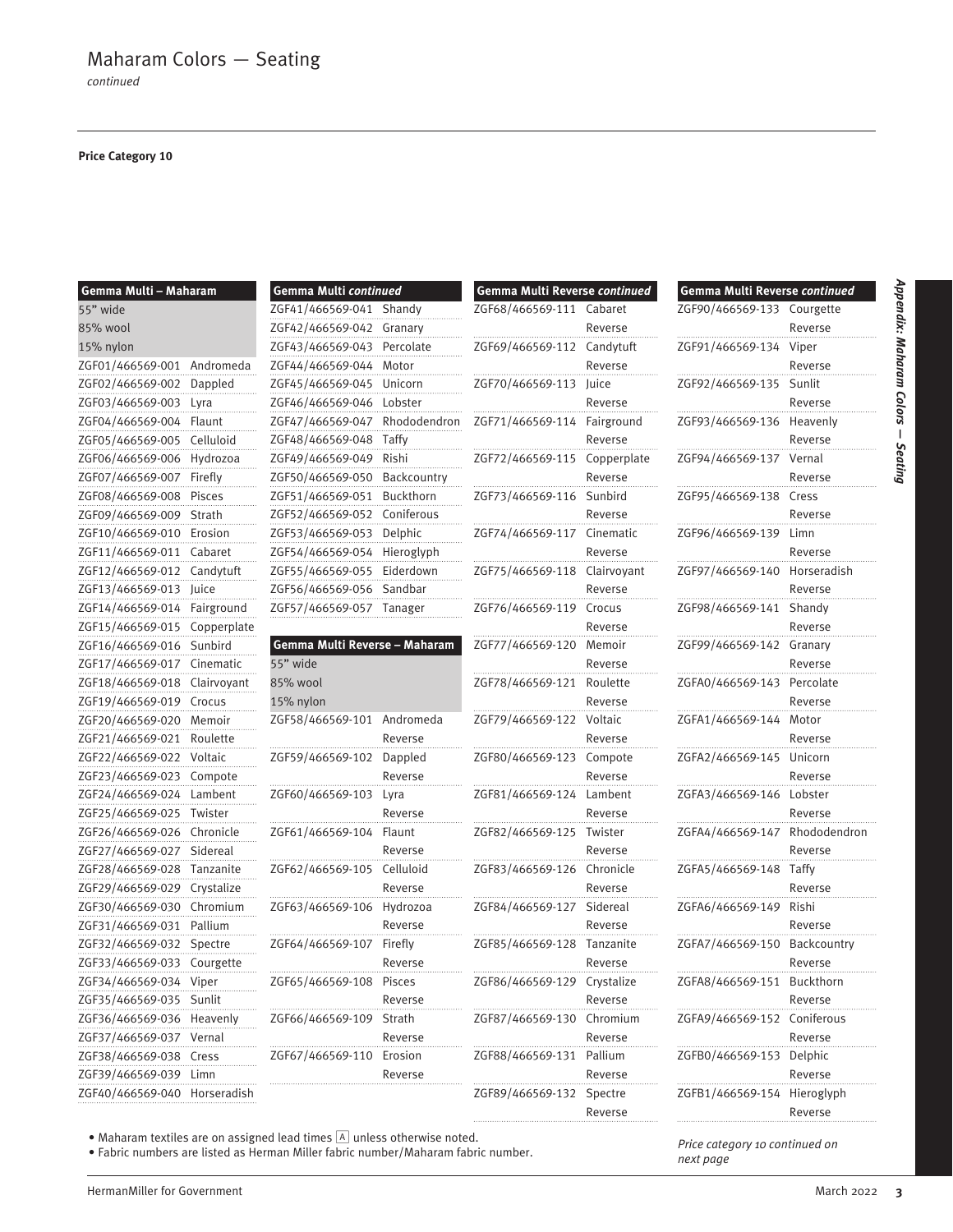# Maharam Colors — Seating

*continued*

**Price Category 10**

| Gemma Multi – Maharam | |
|---|---|
| 55" wide | |
| 85% wool | |
| 15% nylon | |
| ZGF01/466569-001 | Andromeda |
| ZGF02/466569-002 | Dappled |
| ZGF03/466569-003 | Lyra |
| ZGF04/466569-004 | Flaunt |
| ZGF05/466569-005 | Celluloid |
| ZGF06/466569-006 | Hydrozoa |
| ZGF07/466569-007 | Firefly |
| ZGF08/466569-008 | Pisces |
| ZGF09/466569-009 | Strath |
| ZGF10/466569-010 | Erosion |
| ZGF11/466569-011 | Cabaret |
| ZGF12/466569-012 | Candytuft |
| ZGF13/466569-013 | Juice |
| ZGF14/466569-014 | Fairground |
| ZGF15/466569-015 | Copperplate |
| ZGF16/466569-016 | Sunbird |
| ZGF17/466569-017 | Cinematic |
| ZGF18/466569-018 | Clairvoyant |
| ZGF19/466569-019 | Crocus |
| ZGF20/466569-020 | Memoir |
| ZGF21/466569-021 | Roulette |
| ZGF22/466569-022 | Voltaic |
| ZGF23/466569-023 | Compote |
| ZGF24/466569-024 | Lambent |
| ZGF25/466569-025 | Twister |
| ZGF26/466569-026 | Chronicle |
| ZGF27/466569-027 | Sidereal |
| ZGF28/466569-028 | Tanzanite |
| ZGF29/466569-029 | Crystalize |
| ZGF30/466569-030 | Chromium |
| ZGF31/466569-031 | Pallium |
| ZGF32/466569-032 | Spectre |
| ZGF33/466569-033 | Courgette |
| ZGF34/466569-034 | Viper |
| ZGF35/466569-035 | Sunlit |
| ZGF36/466569-036 | Heavenly |
| ZGF37/466569-037 | Vernal |
| ZGF38/466569-038 | Cress |
| ZGF39/466569-039 | Limn |
| ZGF40/466569-040 | Horseradish |

| Gemma Multi *continued* | |
|---|---|
| ZGF41/466569-041 | Shandy |
| ZGF42/466569-042 | Granary |
| ZGF43/466569-043 | Percolate |
| ZGF44/466569-044 | Motor |
| ZGF45/466569-045 | Unicorn |
| ZGF46/466569-046 | Lobster |
| ZGF47/466569-047 | Rhododendron |
| ZGF48/466569-048 | Taffy |
| ZGF49/466569-049 | Rishi |
| ZGF50/466569-050 | Backcountry |
| ZGF51/466569-051 | Buckthorn |
| ZGF52/466569-052 | Coniferous |
| ZGF53/466569-053 | Delphic |
| ZGF54/466569-054 | Hieroglyph |
| ZGF55/466569-055 | Eiderdown |
| ZGF56/466569-056 | Sandbar |
| ZGF57/466569-057 | Tanager |

| Gemma Multi Reverse – Maharam | |
|---|---|
| 55" wide | |
| 85% wool | |
| 15% nylon | |
| ZGF58/466569-101 | Andromeda Reverse |
| ZGF59/466569-102 | Dappled Reverse |
| ZGF60/466569-103 | Lyra Reverse |
| ZGF61/466569-104 | Flaunt Reverse |
| ZGF62/466569-105 | Celluloid Reverse |
| ZGF63/466569-106 | Hydrozoa Reverse |
| ZGF64/466569-107 | Firefly Reverse |
| ZGF65/466569-108 | Pisces Reverse |
| ZGF66/466569-109 | Strath Reverse |
| ZGF67/466569-110 | Erosion Reverse |

| Gemma Multi Reverse *continued* | |
|---|---|
| ZGF68/466569-111 | Cabaret Reverse |
| ZGF69/466569-112 | Candytuft Reverse |
| ZGF70/466569-113 | Juice Reverse |
| ZGF71/466569-114 | Fairground Reverse |
| ZGF72/466569-115 | Copperplate Reverse |
| ZGF73/466569-116 | Sunbird Reverse |
| ZGF74/466569-117 | Cinematic Reverse |
| ZGF75/466569-118 | Clairvoyant Reverse |
| ZGF76/466569-119 | Crocus Reverse |
| ZGF77/466569-120 | Memoir Reverse |
| ZGF78/466569-121 | Roulette Reverse |
| ZGF79/466569-122 | Voltaic Reverse |
| ZGF80/466569-123 | Compote Reverse |
| ZGF81/466569-124 | Lambent Reverse |
| ZGF82/466569-125 | Twister Reverse |
| ZGF83/466569-126 | Chronicle Reverse |
| ZGF84/466569-127 | Sidereal Reverse |
| ZGF85/466569-128 | Tanzanite Reverse |
| ZGF86/466569-129 | Crystalize Reverse |
| ZGF87/466569-130 | Chromium Reverse |
| ZGF88/466569-131 | Pallium Reverse |
| ZGF89/466569-132 | Spectre Reverse |

| Gemma Multi Reverse *continued* | |
|---|---|
| ZGF90/466569-133 | Courgette Reverse |
| ZGF91/466569-134 | Viper Reverse |
| ZGF92/466569-135 | Sunlit Reverse |
| ZGF93/466569-136 | Heavenly Reverse |
| ZGF94/466569-137 | Vernal Reverse |
| ZGF95/466569-138 | Cress Reverse |
| ZGF96/466569-139 | Limn Reverse |
| ZGF97/466569-140 | Horseradish Reverse |
| ZGF98/466569-141 | Shandy Reverse |
| ZGF99/466569-142 | Granary Reverse |
| ZGFA0/466569-143 | Percolate Reverse |
| ZGFA1/466569-144 | Motor Reverse |
| ZGFA2/466569-145 | Unicorn Reverse |
| ZGFA3/466569-146 | Lobster Reverse |
| ZGFA4/466569-147 | Rhododendron Reverse |
| ZGFA5/466569-148 | Taffy Reverse |
| ZGFA6/466569-149 | Rishi Reverse |
| ZGFA7/466569-150 | Backcountry Reverse |
| ZGFA8/466569-151 | Buckthorn Reverse |
| ZGFA9/466569-152 | Coniferous Reverse |
| ZGFB0/466569-153 | Delphic Reverse |
| ZGFB1/466569-154 | Hieroglyph Reverse |

- Maharam textiles are on assigned lead times A unless otherwise noted.
- Fabric numbers are listed as Herman Miller fabric number/Maharam fabric number.

*Price category 10 continued on next page*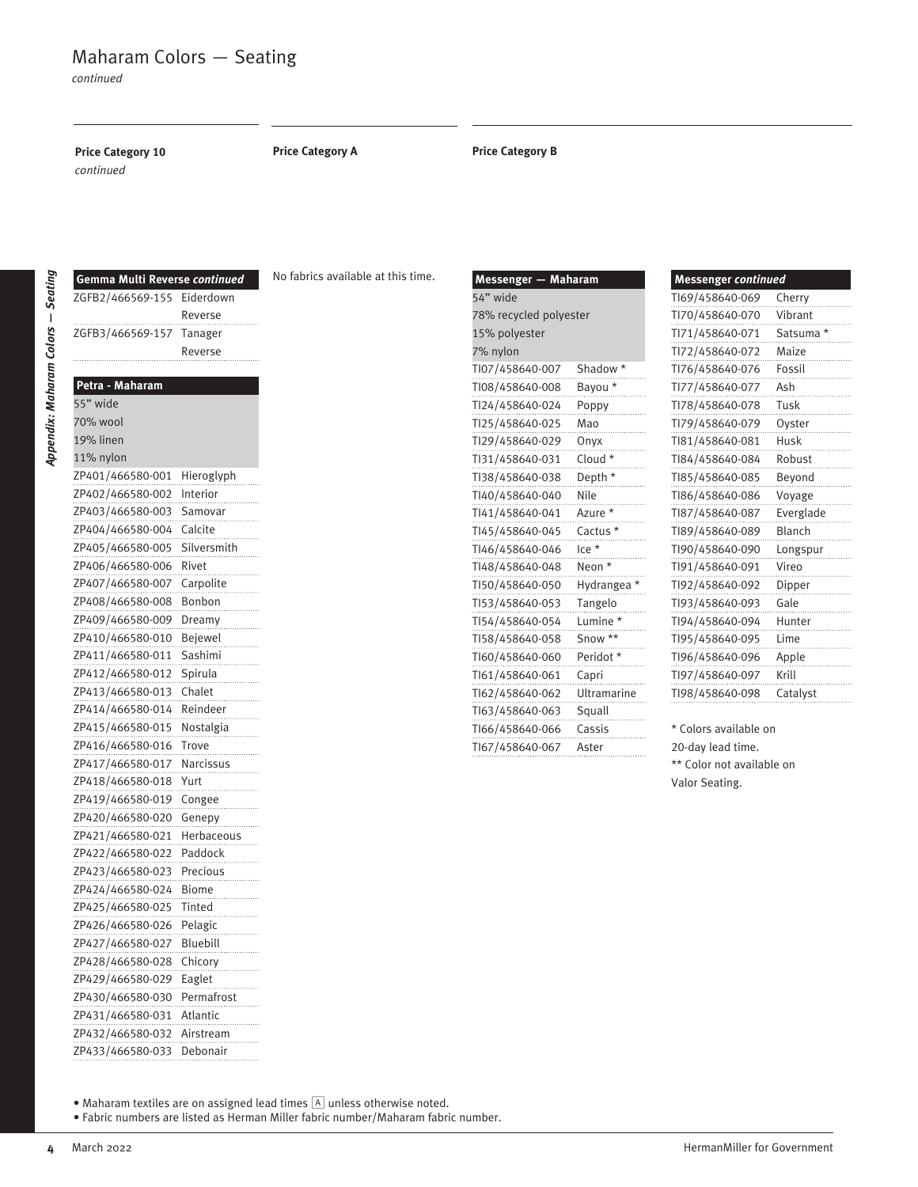# Maharam Colors — Seating

*continued*

**Price Category 10** *continued*

| Gemma Multi Reverse *continued* | |
|---|---|
| ZGFB2/466569-155 | Eiderdown Reverse |
| ZGFB3/466569-157 | Tanager Reverse |

| Petra - Maharam | |
|---|---|
| 55" wide | |
| 70% wool | |
| 19% linen | |
| 11% nylon | |
| ZP401/466580-001 | Hieroglyph |
| ZP402/466580-002 | Interior |
| ZP403/466580-003 | Samovar |
| ZP404/466580-004 | Calcite |
| ZP405/466580-005 | Silversmith |
| ZP406/466580-006 | Rivet |
| ZP407/466580-007 | Carpolite |
| ZP408/466580-008 | Bonbon |
| ZP409/466580-009 | Dreamy |
| ZP410/466580-010 | Bejewel |
| ZP411/466580-011 | Sashimi |
| ZP412/466580-012 | Spirula |
| ZP413/466580-013 | Chalet |
| ZP414/466580-014 | Reindeer |
| ZP415/466580-015 | Nostalgia |
| ZP416/466580-016 | Trove |
| ZP417/466580-017 | Narcissus |
| ZP418/466580-018 | Yurt |
| ZP419/466580-019 | Congee |
| ZP420/466580-020 | Genepy |
| ZP421/466580-021 | Herbaceous |
| ZP422/466580-022 | Paddock |
| ZP423/466580-023 | Precious |
| ZP424/466580-024 | Biome |
| ZP425/466580-025 | Tinted |
| ZP426/466580-026 | Pelagic |
| ZP427/466580-027 | Bluebill |
| ZP428/466580-028 | Chicory |
| ZP429/466580-029 | Eaglet |
| ZP430/466580-030 | Permafrost |
| ZP431/466580-031 | Atlantic |
| ZP432/466580-032 | Airstream |
| ZP433/466580-033 | Debonair |

**Price Category A**

No fabrics available at this time.

**Price Category B**

| Messenger — Maharam | |
|---|---|
| 54" wide | |
| 78% recycled polyester | |
| 15% polyester | |
| 7% nylon | |
| TI07/458640-007 | Shadow * |
| TI08/458640-008 | Bayou * |
| TI24/458640-024 | Poppy |
| TI25/458640-025 | Mao |
| TI29/458640-029 | Onyx |
| TI31/458640-031 | Cloud * |
| TI38/458640-038 | Depth * |
| TI40/458640-040 | Nile |
| TI41/458640-041 | Azure * |
| TI45/458640-045 | Cactus * |
| TI46/458640-046 | Ice * |
| TI48/458640-048 | Neon * |
| TI50/458640-050 | Hydrangea * |
| TI53/458640-053 | Tangelo |
| TI54/458640-054 | Lumine * |
| TI58/458640-058 | Snow ** |
| TI60/458640-060 | Peridot * |
| TI61/458640-061 | Capri |
| TI62/458640-062 | Ultramarine |
| TI63/458640-063 | Squall |
| TI66/458640-066 | Cassis |
| TI67/458640-067 | Aster |

| Messenger *continued* | |
|---|---|
| TI69/458640-069 | Cherry |
| TI70/458640-070 | Vibrant |
| TI71/458640-071 | Satsuma * |
| TI72/458640-072 | Maize |
| TI76/458640-076 | Fossil |
| TI77/458640-077 | Ash |
| TI78/458640-078 | Tusk |
| TI79/458640-079 | Oyster |
| TI81/458640-081 | Husk |
| TI84/458640-084 | Robust |
| TI85/458640-085 | Beyond |
| TI86/458640-086 | Voyage |
| TI87/458640-087 | Everglade |
| TI89/458640-089 | Blanch |
| TI90/458640-090 | Longspur |
| TI91/458640-091 | Vireo |
| TI92/458640-092 | Dipper |
| TI93/458640-093 | Gale |
| TI94/458640-094 | Hunter |
| TI95/458640-095 | Lime |
| TI96/458640-096 | Apple |
| TI97/458640-097 | Krill |
| TI98/458640-098 | Catalyst |

\* Colors available on 20-day lead time.
\*\* Color not available on Valor Seating.

- Maharam textiles are on assigned lead times A unless otherwise noted.
- Fabric numbers are listed as Herman Miller fabric number/Maharam fabric number.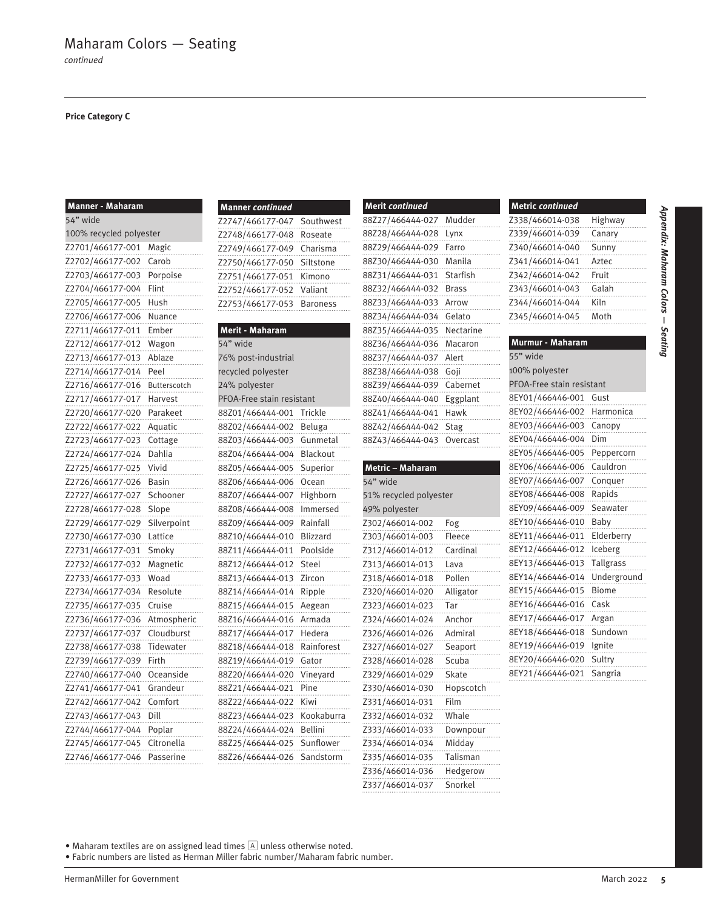# Maharam Colors — Seating

*continued*

**Price Category C**

| Manner - Maharam | |
|---|---|
| 54" wide | |
| 100% recycled polyester | |
| Z2701/466177-001 | Magic |
| Z2702/466177-002 | Carob |
| Z2703/466177-003 | Porpoise |
| Z2704/466177-004 | Flint |
| Z2705/466177-005 | Hush |
| Z2706/466177-006 | Nuance |
| Z2711/466177-011 | Ember |
| Z2712/466177-012 | Wagon |
| Z2713/466177-013 | Ablaze |
| Z2714/466177-014 | Peel |
| Z2716/466177-016 | Butterscotch |
| Z2717/466177-017 | Harvest |
| Z2720/466177-020 | Parakeet |
| Z2722/466177-022 | Aquatic |
| Z2723/466177-023 | Cottage |
| Z2724/466177-024 | Dahlia |
| Z2725/466177-025 | Vivid |
| Z2726/466177-026 | Basin |
| Z2727/466177-027 | Schooner |
| Z2728/466177-028 | Slope |
| Z2729/466177-029 | Silverpoint |
| Z2730/466177-030 | Lattice |
| Z2731/466177-031 | Smoky |
| Z2732/466177-032 | Magnetic |
| Z2733/466177-033 | Woad |
| Z2734/466177-034 | Resolute |
| Z2735/466177-035 | Cruise |
| Z2736/466177-036 | Atmospheric |
| Z2737/466177-037 | Cloudburst |
| Z2738/466177-038 | Tidewater |
| Z2739/466177-039 | Firth |
| Z2740/466177-040 | Oceanside |
| Z2741/466177-041 | Grandeur |
| Z2742/466177-042 | Comfort |
| Z2743/466177-043 | Dill |
| Z2744/466177-044 | Poplar |
| Z2745/466177-045 | Citronella |
| Z2746/466177-046 | Passerine |
| Z2747/466177-047 | Southwest |
| Z2748/466177-048 | Roseate |
| Z2749/466177-049 | Charisma |
| Z2750/466177-050 | Siltstone |
| Z2751/466177-051 | Kimono |
| Z2752/466177-052 | Valiant |
| Z2753/466177-053 | Baroness |

| Merit - Maharam | |
|---|---|
| 54" wide | |
| 76% post-industrial recycled polyester | |
| 24% polyester | |
| PFOA-Free stain resistant | |
| 88Z01/466444-001 | Trickle |
| 88Z02/466444-002 | Beluga |
| 88Z03/466444-003 | Gunmetal |
| 88Z04/466444-004 | Blackout |
| 88Z05/466444-005 | Superior |
| 88Z06/466444-006 | Ocean |
| 88Z07/466444-007 | Highborn |
| 88Z08/466444-008 | Immersed |
| 88Z09/466444-009 | Rainfall |
| 88Z10/466444-010 | Blizzard |
| 88Z11/466444-011 | Poolside |
| 88Z12/466444-012 | Steel |
| 88Z13/466444-013 | Zircon |
| 88Z14/466444-014 | Ripple |
| 88Z15/466444-015 | Aegean |
| 88Z16/466444-016 | Armada |
| 88Z17/466444-017 | Hedera |
| 88Z18/466444-018 | Rainforest |
| 88Z19/466444-019 | Gator |
| 88Z20/466444-020 | Vineyard |
| 88Z21/466444-021 | Pine |
| 88Z22/466444-022 | Kiwi |
| 88Z23/466444-023 | Kookaburra |
| 88Z24/466444-024 | Bellini |
| 88Z25/466444-025 | Sunflower |
| 88Z26/466444-026 | Sandstorm |
| 88Z27/466444-027 | Mudder |
| 88Z28/466444-028 | Lynx |
| 88Z29/466444-029 | Farro |
| 88Z30/466444-030 | Manila |
| 88Z31/466444-031 | Starfish |
| 88Z32/466444-032 | Brass |
| 88Z33/466444-033 | Arrow |
| 88Z34/466444-034 | Gelato |
| 88Z35/466444-035 | Nectarine |
| 88Z36/466444-036 | Macaron |
| 88Z37/466444-037 | Alert |
| 88Z38/466444-038 | Goji |
| 88Z39/466444-039 | Cabernet |
| 88Z40/466444-040 | Eggplant |
| 88Z41/466444-041 | Hawk |
| 88Z42/466444-042 | Stag |
| 88Z43/466444-043 | Overcast |

| Metric – Maharam | |
|---|---|
| 54" wide | |
| 51% recycled polyester | |
| 49% polyester | |
| Z302/466014-002 | Fog |
| Z303/466014-003 | Fleece |
| Z312/466014-012 | Cardinal |
| Z313/466014-013 | Lava |
| Z318/466014-018 | Pollen |
| Z320/466014-020 | Alligator |
| Z323/466014-023 | Tar |
| Z324/466014-024 | Anchor |
| Z326/466014-026 | Admiral |
| Z327/466014-027 | Seaport |
| Z328/466014-028 | Scuba |
| Z329/466014-029 | Skate |
| Z330/466014-030 | Hopscotch |
| Z331/466014-031 | Film |
| Z332/466014-032 | Whale |
| Z333/466014-033 | Downpour |
| Z334/466014-034 | Midday |
| Z335/466014-035 | Talisman |
| Z336/466014-036 | Hedgerow |
| Z337/466014-037 | Snorkel |
| Z338/466014-038 | Highway |
| Z339/466014-039 | Canary |
| Z340/466014-040 | Sunny |
| Z341/466014-041 | Aztec |
| Z342/466014-042 | Fruit |
| Z343/466014-043 | Galah |
| Z344/466014-044 | Kiln |
| Z345/466014-045 | Moth |

| Murmur - Maharam | |
|---|---|
| 55" wide | |
| 100% polyester | |
| PFOA-Free stain resistant | |
| 8EY01/466446-001 | Gust |
| 8EY02/466446-002 | Harmonica |
| 8EY03/466446-003 | Canopy |
| 8EY04/466446-004 | Dim |
| 8EY05/466446-005 | Peppercorn |
| 8EY06/466446-006 | Cauldron |
| 8EY07/466446-007 | Conquer |
| 8EY08/466446-008 | Rapids |
| 8EY09/466446-009 | Seawater |
| 8EY10/466446-010 | Baby |
| 8EY11/466446-011 | Elderberry |
| 8EY12/466446-012 | Iceberg |
| 8EY13/466446-013 | Tallgrass |
| 8EY14/466446-014 | Underground |
| 8EY15/466446-015 | Biome |
| 8EY16/466446-016 | Cask |
| 8EY17/466446-017 | Argan |
| 8EY18/466446-018 | Sundown |
| 8EY19/466446-019 | Ignite |
| 8EY20/466446-020 | Sultry |
| 8EY21/466446-021 | Sangria |

- Maharam textiles are on assigned lead times [A] unless otherwise noted.
- Fabric numbers are listed as Herman Miller fabric number/Maharam fabric number.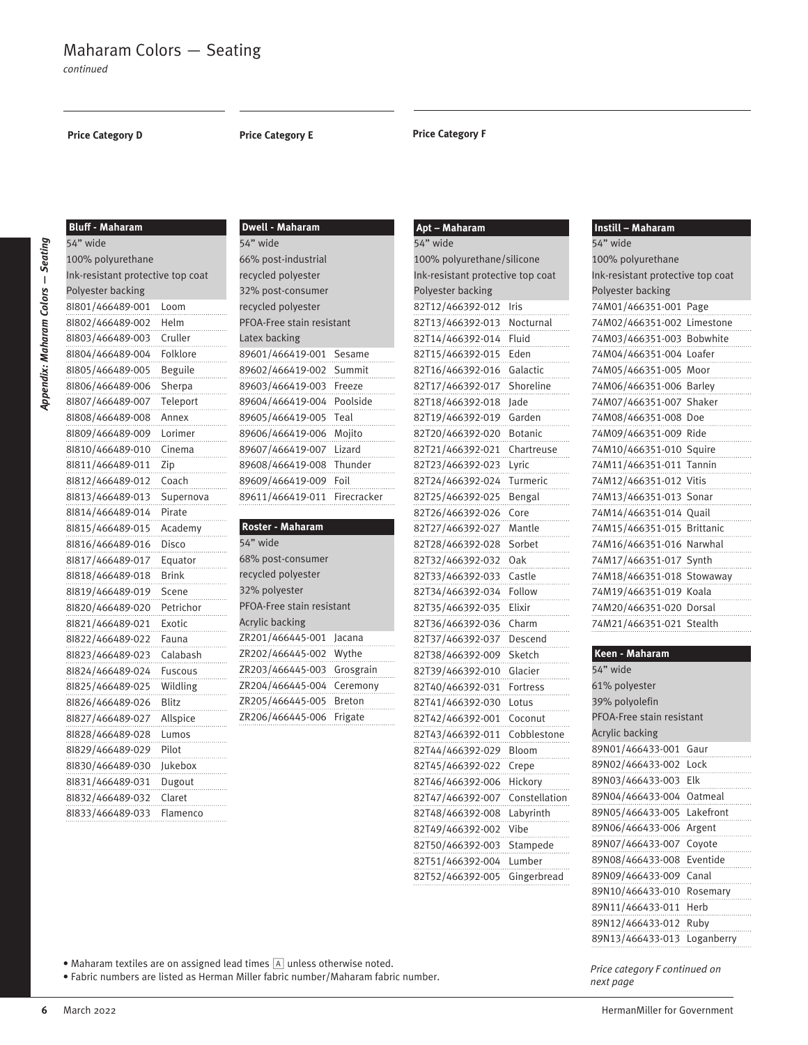# Maharam Colors — Seating

*continued*

## Price Category D

### Bluff - Maharam

54" wide
100% polyurethane
Ink-resistant protective top coat
Polyester backing

| Fabric Number | Color |
|---|---|
| 8I801/466489-001 | Loom |
| 8I802/466489-002 | Helm |
| 8I803/466489-003 | Cruller |
| 8I804/466489-004 | Folklore |
| 8I805/466489-005 | Beguile |
| 8I806/466489-006 | Sherpa |
| 8I807/466489-007 | Teleport |
| 8I808/466489-008 | Annex |
| 8I809/466489-009 | Lorimer |
| 8I810/466489-010 | Cinema |
| 8I811/466489-011 | Zip |
| 8I812/466489-012 | Coach |
| 8I813/466489-013 | Supernova |
| 8I814/466489-014 | Pirate |
| 8I815/466489-015 | Academy |
| 8I816/466489-016 | Disco |
| 8I817/466489-017 | Equator |
| 8I818/466489-018 | Brink |
| 8I819/466489-019 | Scene |
| 8I820/466489-020 | Petrichor |
| 8I821/466489-021 | Exotic |
| 8I822/466489-022 | Fauna |
| 8I823/466489-023 | Calabash |
| 8I824/466489-024 | Fuscous |
| 8I825/466489-025 | Wildling |
| 8I826/466489-026 | Blitz |
| 8I827/466489-027 | Allspice |
| 8I828/466489-028 | Lumos |
| 8I829/466489-029 | Pilot |
| 8I830/466489-030 | Jukebox |
| 8I831/466489-031 | Dugout |
| 8I832/466489-032 | Claret |
| 8I833/466489-033 | Flamenco |

## Price Category E

### Dwell - Maharam

54" wide
66% post-industrial recycled polyester
32% post-consumer recycled polyester
PFOA-Free stain resistant
Latex backing

| Fabric Number | Color |
|---|---|
| 89601/466419-001 | Sesame |
| 89602/466419-002 | Summit |
| 89603/466419-003 | Freeze |
| 89604/466419-004 | Poolside |
| 89605/466419-005 | Teal |
| 89606/466419-006 | Mojito |
| 89607/466419-007 | Lizard |
| 89608/466419-008 | Thunder |
| 89609/466419-009 | Foil |
| 89611/466419-011 | Firecracker |

### Roster - Maharam

54" wide
68% post-consumer recycled polyester
32% polyester
PFOA-Free stain resistant
Acrylic backing

| Fabric Number | Color |
|---|---|
| ZR201/466445-001 | Jacana |
| ZR202/466445-002 | Wythe |
| ZR203/466445-003 | Grosgrain |
| ZR204/466445-004 | Ceremony |
| ZR205/466445-005 | Breton |
| ZR206/466445-006 | Frigate |

## Price Category F

### Apt – Maharam

54" wide
100% polyurethane/silicone
Ink-resistant protective top coat
Polyester backing

| Fabric Number | Color |
|---|---|
| 82T12/466392-012 | Iris |
| 82T13/466392-013 | Nocturnal |
| 82T14/466392-014 | Fluid |
| 82T15/466392-015 | Eden |
| 82T16/466392-016 | Galactic |
| 82T17/466392-017 | Shoreline |
| 82T18/466392-018 | Jade |
| 82T19/466392-019 | Garden |
| 82T20/466392-020 | Botanic |
| 82T21/466392-021 | Chartreuse |
| 82T23/466392-023 | Lyric |
| 82T24/466392-024 | Turmeric |
| 82T25/466392-025 | Bengal |
| 82T26/466392-026 | Core |
| 82T27/466392-027 | Mantle |
| 82T28/466392-028 | Sorbet |
| 82T32/466392-032 | Oak |
| 82T33/466392-033 | Castle |
| 82T34/466392-034 | Follow |
| 82T35/466392-035 | Elixir |
| 82T36/466392-036 | Charm |
| 82T37/466392-037 | Descend |
| 82T38/466392-009 | Sketch |
| 82T39/466392-010 | Glacier |
| 82T40/466392-031 | Fortress |
| 82T41/466392-030 | Lotus |
| 82T42/466392-001 | Coconut |
| 82T43/466392-011 | Cobblestone |
| 82T44/466392-029 | Bloom |
| 82T45/466392-022 | Crepe |
| 82T46/466392-006 | Hickory |
| 82T47/466392-007 | Constellation |
| 82T48/466392-008 | Labyrinth |
| 82T49/466392-002 | Vibe |
| 82T50/466392-003 | Stampede |
| 82T51/466392-004 | Lumber |
| 82T52/466392-005 | Gingerbread |

### Instill – Maharam

54" wide
100% polyurethane
Ink-resistant protective top coat
Polyester backing

| Fabric Number | Color |
|---|---|
| 74M01/466351-001 | Page |
| 74M02/466351-002 | Limestone |
| 74M03/466351-003 | Bobwhite |
| 74M04/466351-004 | Loafer |
| 74M05/466351-005 | Moor |
| 74M06/466351-006 | Barley |
| 74M07/466351-007 | Shaker |
| 74M08/466351-008 | Doe |
| 74M09/466351-009 | Ride |
| 74M10/466351-010 | Squire |
| 74M11/466351-011 | Tannin |
| 74M12/466351-012 | Vitis |
| 74M13/466351-013 | Sonar |
| 74M14/466351-014 | Quail |
| 74M15/466351-015 | Brittanic |
| 74M16/466351-016 | Narwhal |
| 74M17/466351-017 | Synth |
| 74M18/466351-018 | Stowaway |
| 74M19/466351-019 | Koala |
| 74M20/466351-020 | Dorsal |
| 74M21/466351-021 | Stealth |

### Keen - Maharam

54" wide
61% polyester
39% polyolefin
PFOA-Free stain resistant
Acrylic backing

| Fabric Number | Color |
|---|---|
| 89N01/466433-001 | Gaur |
| 89N02/466433-002 | Lock |
| 89N03/466433-003 | Elk |
| 89N04/466433-004 | Oatmeal |
| 89N05/466433-005 | Lakefront |
| 89N06/466433-006 | Argent |
| 89N07/466433-007 | Coyote |
| 89N08/466433-008 | Eventide |
| 89N09/466433-009 | Canal |
| 89N10/466433-010 | Rosemary |
| 89N11/466433-011 | Herb |
| 89N12/466433-012 | Ruby |
| 89N13/466433-013 | Loganberry |

*Price category F continued on next page*

- Maharam textiles are on assigned lead times [A] unless otherwise noted.
- Fabric numbers are listed as Herman Miller fabric number/Maharam fabric number.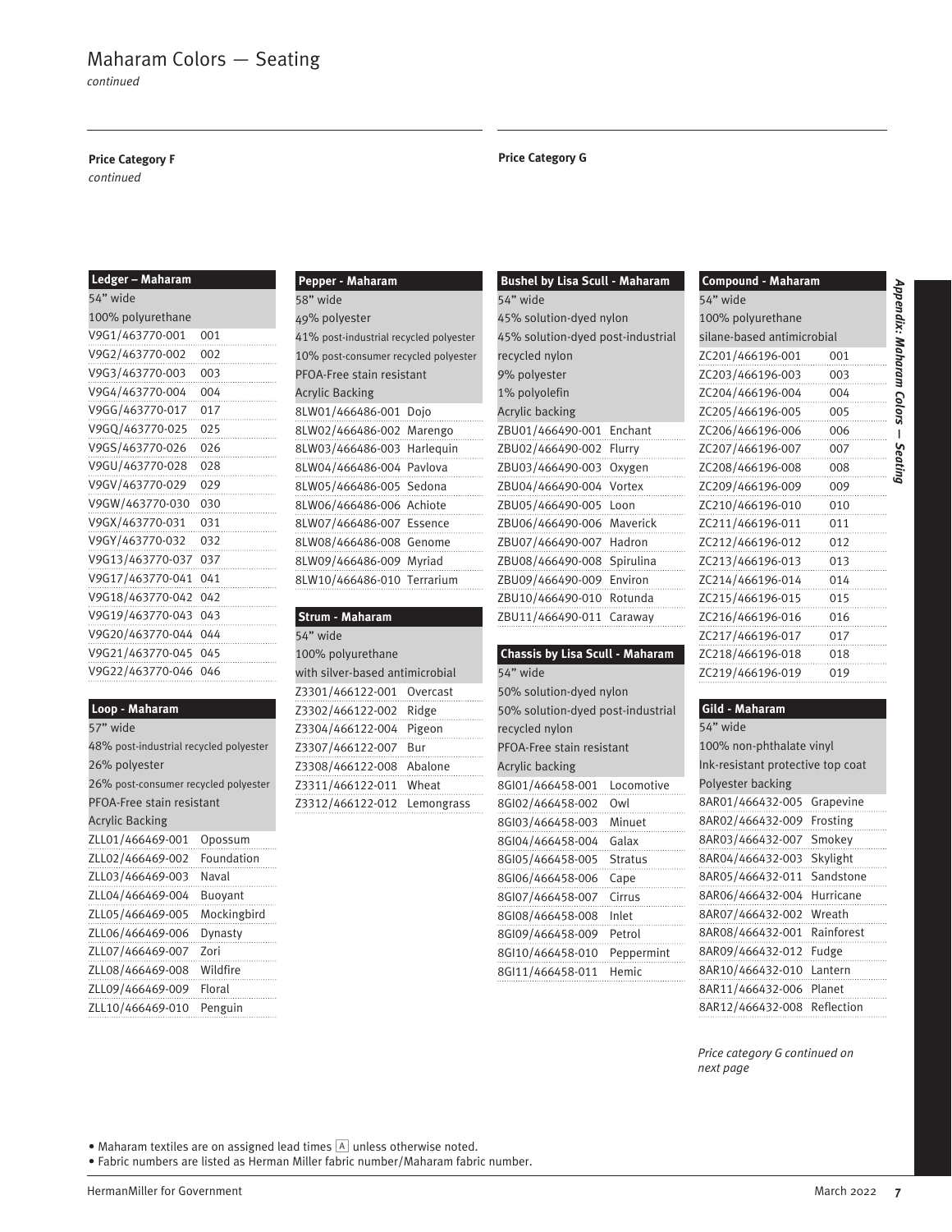# Maharam Colors — Seating

*continued*

**Price Category F**
*continued*

| Ledger – Maharam | |
|---|---|
| 54" wide | |
| 100% polyurethane | |
| V9G1/463770-001 | 001 |
| V9G2/463770-002 | 002 |
| V9G3/463770-003 | 003 |
| V9G4/463770-004 | 004 |
| V9GG/463770-017 | 017 |
| V9GQ/463770-025 | 025 |
| V9GS/463770-026 | 026 |
| V9GU/463770-028 | 028 |
| V9GV/463770-029 | 029 |
| V9GW/463770-030 | 030 |
| V9GX/463770-031 | 031 |
| V9GY/463770-032 | 032 |
| V9G13/463770-037 | 037 |
| V9G17/463770-041 | 041 |
| V9G18/463770-042 | 042 |
| V9G19/463770-043 | 043 |
| V9G20/463770-044 | 044 |
| V9G21/463770-045 | 045 |
| V9G22/463770-046 | 046 |

| Loop - Maharam | |
|---|---|
| 57" wide | |
| 48% post-industrial recycled polyester | |
| 26% polyester | |
| 26% post-consumer recycled polyester | |
| PFOA-Free stain resistant | |
| Acrylic Backing | |
| ZLL01/466469-001 | Opossum |
| ZLL02/466469-002 | Foundation |
| ZLL03/466469-003 | Naval |
| ZLL04/466469-004 | Buoyant |
| ZLL05/466469-005 | Mockingbird |
| ZLL06/466469-006 | Dynasty |
| ZLL07/466469-007 | Zori |
| ZLL08/466469-008 | Wildfire |
| ZLL09/466469-009 | Floral |
| ZLL10/466469-010 | Penguin |

| Pepper - Maharam | |
|---|---|
| 58" wide | |
| 49% polyester | |
| 41% post-industrial recycled polyester | |
| 10% post-consumer recycled polyester | |
| PFOA-Free stain resistant | |
| Acrylic Backing | |
| 8LW01/466486-001 | Dojo |
| 8LW02/466486-002 | Marengo |
| 8LW03/466486-003 | Harlequin |
| 8LW04/466486-004 | Pavlova |
| 8LW05/466486-005 | Sedona |
| 8LW06/466486-006 | Achiote |
| 8LW07/466486-007 | Essence |
| 8LW08/466486-008 | Genome |
| 8LW09/466486-009 | Myriad |
| 8LW10/466486-010 | Terrarium |

| Strum - Maharam | |
|---|---|
| 54" wide | |
| 100% polyurethane | |
| with silver-based antimicrobial | |
| Z3301/466122-001 | Overcast |
| Z3302/466122-002 | Ridge |
| Z3304/466122-004 | Pigeon |
| Z3307/466122-007 | Bur |
| Z3308/466122-008 | Abalone |
| Z3311/466122-011 | Wheat |
| Z3312/466122-012 | Lemongrass |

**Price Category G**

| Bushel by Lisa Scull - Maharam | |
|---|---|
| 54" wide | |
| 45% solution-dyed nylon | |
| 45% solution-dyed post-industrial recycled nylon | |
| 9% polyester | |
| 1% polyolefin | |
| Acrylic backing | |
| ZBU01/466490-001 | Enchant |
| ZBU02/466490-002 | Flurry |
| ZBU03/466490-003 | Oxygen |
| ZBU04/466490-004 | Vortex |
| ZBU05/466490-005 | Loon |
| ZBU06/466490-006 | Maverick |
| ZBU07/466490-007 | Hadron |
| ZBU08/466490-008 | Spirulina |
| ZBU09/466490-009 | Environ |
| ZBU10/466490-010 | Rotunda |
| ZBU11/466490-011 | Caraway |

| Chassis by Lisa Scull - Maharam | |
|---|---|
| 54" wide | |
| 50% solution-dyed nylon | |
| 50% solution-dyed post-industrial recycled nylon | |
| PFOA-Free stain resistant | |
| Acrylic backing | |
| 8GI01/466458-001 | Locomotive |
| 8GI02/466458-002 | Owl |
| 8GI03/466458-003 | Minuet |
| 8GI04/466458-004 | Galax |
| 8GI05/466458-005 | Stratus |
| 8GI06/466458-006 | Cape |
| 8GI07/466458-007 | Cirrus |
| 8GI08/466458-008 | Inlet |
| 8GI09/466458-009 | Petrol |
| 8GI10/466458-010 | Peppermint |
| 8GI11/466458-011 | Hemic |

| Compound - Maharam | |
|---|---|
| 54" wide | |
| 100% polyurethane | |
| silane-based antimicrobial | |
| ZC201/466196-001 | 001 |
| ZC203/466196-003 | 003 |
| ZC204/466196-004 | 004 |
| ZC205/466196-005 | 005 |
| ZC206/466196-006 | 006 |
| ZC207/466196-007 | 007 |
| ZC208/466196-008 | 008 |
| ZC209/466196-009 | 009 |
| ZC210/466196-010 | 010 |
| ZC211/466196-011 | 011 |
| ZC212/466196-012 | 012 |
| ZC213/466196-013 | 013 |
| ZC214/466196-014 | 014 |
| ZC215/466196-015 | 015 |
| ZC216/466196-016 | 016 |
| ZC217/466196-017 | 017 |
| ZC218/466196-018 | 018 |
| ZC219/466196-019 | 019 |

| Gild - Maharam | |
|---|---|
| 54" wide | |
| 100% non-phthalate vinyl | |
| Ink-resistant protective top coat | |
| Polyester backing | |
| 8AR01/466432-005 | Grapevine |
| 8AR02/466432-009 | Frosting |
| 8AR03/466432-007 | Smokey |
| 8AR04/466432-003 | Skylight |
| 8AR05/466432-011 | Sandstone |
| 8AR06/466432-004 | Hurricane |
| 8AR07/466432-002 | Wreath |
| 8AR08/466432-001 | Rainforest |
| 8AR09/466432-012 | Fudge |
| 8AR10/466432-010 | Lantern |
| 8AR11/466432-006 | Planet |
| 8AR12/466432-008 | Reflection |

*Price category G continued on next page*

- Maharam textiles are on assigned lead times [A] unless otherwise noted.
- Fabric numbers are listed as Herman Miller fabric number/Maharam fabric number.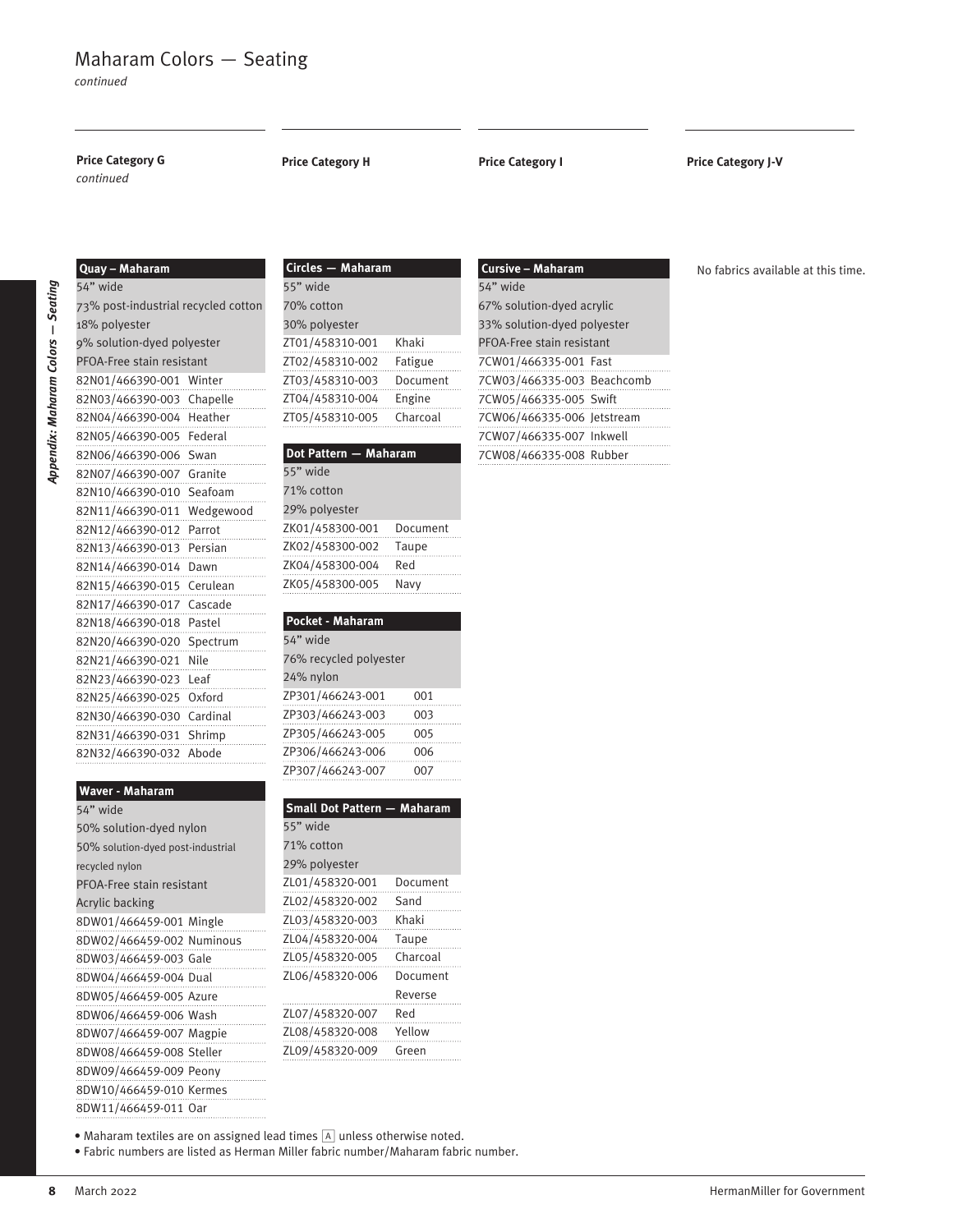# Maharam Colors — Seating

*continued*

## Price Category G

*continued*

### Quay – Maharam

54" wide
73% post-industrial recycled cotton
18% polyester
9% solution-dyed polyester
PFOA-Free stain resistant

| | |
|---|---|
| 82N01/466390-001 | Winter |
| 82N03/466390-003 | Chapelle |
| 82N04/466390-004 | Heather |
| 82N05/466390-005 | Federal |
| 82N06/466390-006 | Swan |
| 82N07/466390-007 | Granite |
| 82N10/466390-010 | Seafoam |
| 82N11/466390-011 | Wedgewood |
| 82N12/466390-012 | Parrot |
| 82N13/466390-013 | Persian |
| 82N14/466390-014 | Dawn |
| 82N15/466390-015 | Cerulean |
| 82N17/466390-017 | Cascade |
| 82N18/466390-018 | Pastel |
| 82N20/466390-020 | Spectrum |
| 82N21/466390-021 | Nile |
| 82N23/466390-023 | Leaf |
| 82N25/466390-025 | Oxford |
| 82N30/466390-030 | Cardinal |
| 82N31/466390-031 | Shrimp |
| 82N32/466390-032 | Abode |

### Waver - Maharam

54" wide
50% solution-dyed nylon
50% solution-dyed post-industrial recycled nylon
PFOA-Free stain resistant
Acrylic backing

| | |
|---|---|
| 8DW01/466459-001 | Mingle |
| 8DW02/466459-002 | Numinous |
| 8DW03/466459-003 | Gale |
| 8DW04/466459-004 | Dual |
| 8DW05/466459-005 | Azure |
| 8DW06/466459-006 | Wash |
| 8DW07/466459-007 | Magpie |
| 8DW08/466459-008 | Steller |
| 8DW09/466459-009 | Peony |
| 8DW10/466459-010 | Kermes |
| 8DW11/466459-011 | Oar |

## Price Category H

### Circles — Maharam

55" wide
70% cotton
30% polyester

| | |
|---|---|
| ZT01/458310-001 | Khaki |
| ZT02/458310-002 | Fatigue |
| ZT03/458310-003 | Document |
| ZT04/458310-004 | Engine |
| ZT05/458310-005 | Charcoal |

### Dot Pattern — Maharam

55" wide
71% cotton
29% polyester

| | |
|---|---|
| ZK01/458300-001 | Document |
| ZK02/458300-002 | Taupe |
| ZK04/458300-004 | Red |
| ZK05/458300-005 | Navy |

### Pocket - Maharam

54" wide
76% recycled polyester
24% nylon

| | |
|---|---|
| ZP301/466243-001 | 001 |
| ZP303/466243-003 | 003 |
| ZP305/466243-005 | 005 |
| ZP306/466243-006 | 006 |
| ZP307/466243-007 | 007 |

### Small Dot Pattern — Maharam

55" wide
71% cotton
29% polyester

| | |
|---|---|
| ZL01/458320-001 | Document |
| ZL02/458320-002 | Sand |
| ZL03/458320-003 | Khaki |
| ZL04/458320-004 | Taupe |
| ZL05/458320-005 | Charcoal |
| ZL06/458320-006 | Document Reverse |
| ZL07/458320-007 | Red |
| ZL08/458320-008 | Yellow |
| ZL09/458320-009 | Green |

## Price Category I

### Cursive – Maharam

54" wide
67% solution-dyed acrylic
33% solution-dyed polyester
PFOA-Free stain resistant

| | |
|---|---|
| 7CW01/466335-001 | Fast |
| 7CW03/466335-003 | Beachcomb |
| 7CW05/466335-005 | Swift |
| 7CW06/466335-006 | Jetstream |
| 7CW07/466335-007 | Inkwell |
| 7CW08/466335-008 | Rubber |

## Price Category J-V

No fabrics available at this time.

- Maharam textiles are on assigned lead times A unless otherwise noted.
- Fabric numbers are listed as Herman Miller fabric number/Maharam fabric number.